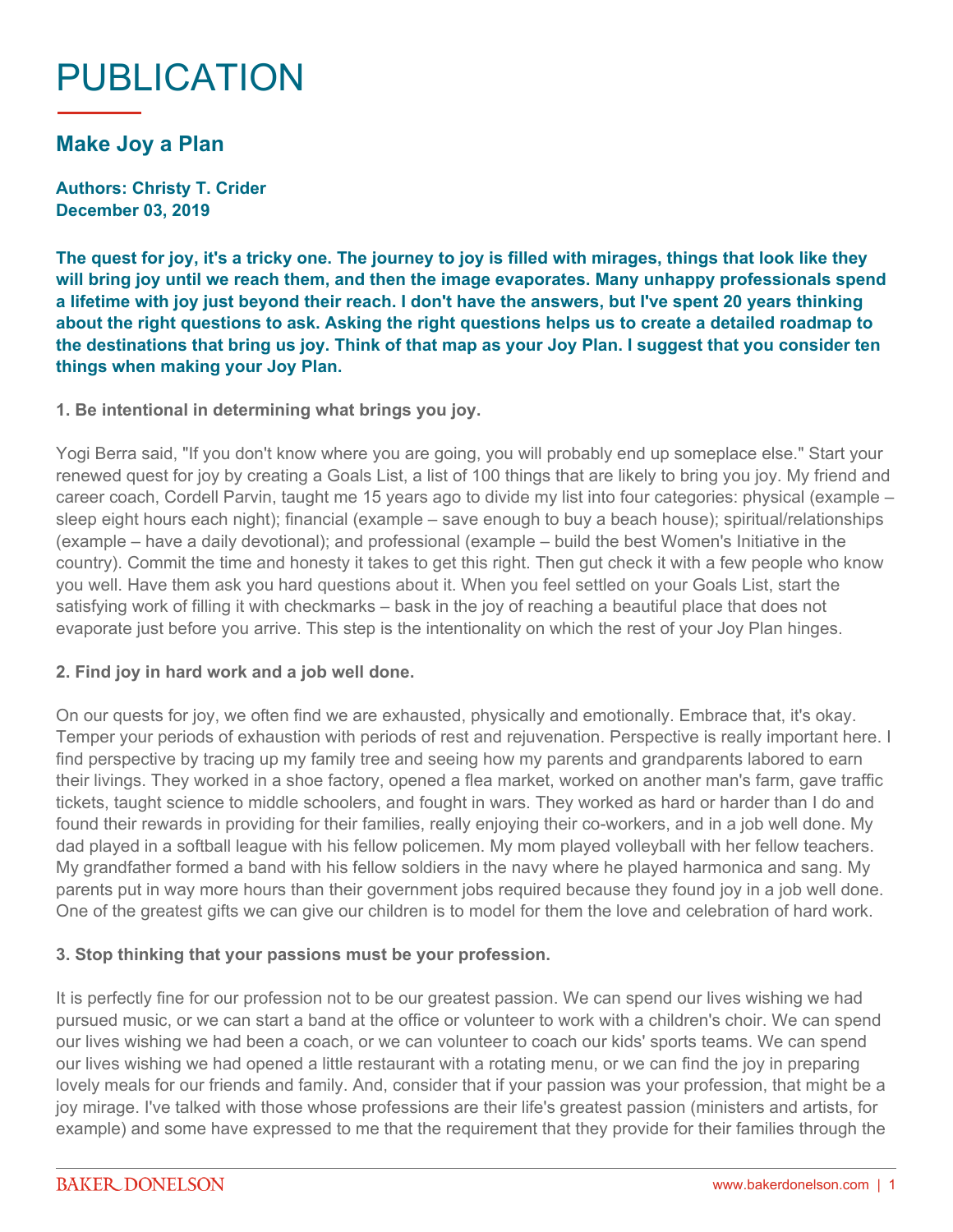# PUBLICATION

## Make Joy a Plan

**Authors: Christy T. Crider**
**December 03, 2019**

**The quest for joy, it's a tricky one. The journey to joy is filled with mirages, things that look like they will bring joy until we reach them, and then the image evaporates. Many unhappy professionals spend a lifetime with joy just beyond their reach. I don't have the answers, but I've spent 20 years thinking about the right questions to ask. Asking the right questions helps us to create a detailed roadmap to the destinations that bring us joy. Think of that map as your Joy Plan. I suggest that you consider ten things when making your Joy Plan.**

**1. Be intentional in determining what brings you joy.**

Yogi Berra said, "If you don't know where you are going, you will probably end up someplace else." Start your renewed quest for joy by creating a Goals List, a list of 100 things that are likely to bring you joy. My friend and career coach, Cordell Parvin, taught me 15 years ago to divide my list into four categories: physical (example – sleep eight hours each night); financial (example – save enough to buy a beach house); spiritual/relationships (example – have a daily devotional); and professional (example – build the best Women's Initiative in the country). Commit the time and honesty it takes to get this right. Then gut check it with a few people who know you well. Have them ask you hard questions about it. When you feel settled on your Goals List, start the satisfying work of filling it with checkmarks – bask in the joy of reaching a beautiful place that does not evaporate just before you arrive. This step is the intentionality on which the rest of your Joy Plan hinges.

**2. Find joy in hard work and a job well done.**

On our quests for joy, we often find we are exhausted, physically and emotionally. Embrace that, it's okay. Temper your periods of exhaustion with periods of rest and rejuvenation. Perspective is really important here. I find perspective by tracing up my family tree and seeing how my parents and grandparents labored to earn their livings. They worked in a shoe factory, opened a flea market, worked on another man's farm, gave traffic tickets, taught science to middle schoolers, and fought in wars. They worked as hard or harder than I do and found their rewards in providing for their families, really enjoying their co-workers, and in a job well done. My dad played in a softball league with his fellow policemen. My mom played volleyball with her fellow teachers. My grandfather formed a band with his fellow soldiers in the navy where he played harmonica and sang. My parents put in way more hours than their government jobs required because they found joy in a job well done. One of the greatest gifts we can give our children is to model for them the love and celebration of hard work.

**3. Stop thinking that your passions must be your profession.**

It is perfectly fine for our profession not to be our greatest passion. We can spend our lives wishing we had pursued music, or we can start a band at the office or volunteer to work with a children's choir. We can spend our lives wishing we had been a coach, or we can volunteer to coach our kids' sports teams. We can spend our lives wishing we had opened a little restaurant with a rotating menu, or we can find the joy in preparing lovely meals for our friends and family. And, consider that if your passion was your profession, that might be a joy mirage. I've talked with those whose professions are their life's greatest passion (ministers and artists, for example) and some have expressed to me that the requirement that they provide for their families through the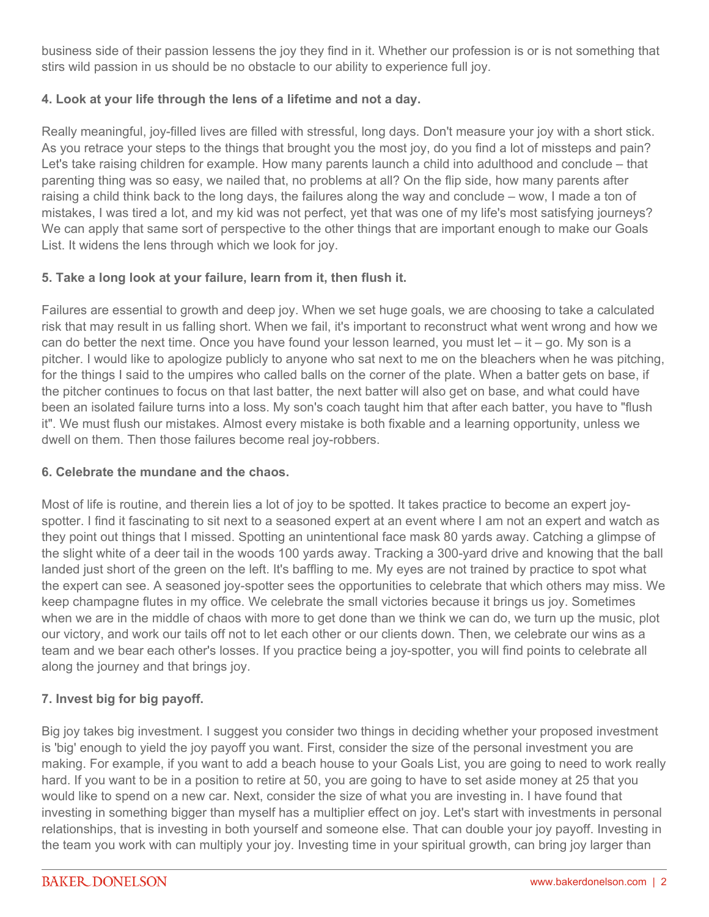business side of their passion lessens the joy they find in it. Whether our profession is or is not something that stirs wild passion in us should be no obstacle to our ability to experience full joy.

### 4. Look at your life through the lens of a lifetime and not a day.

Really meaningful, joy-filled lives are filled with stressful, long days. Don't measure your joy with a short stick. As you retrace your steps to the things that brought you the most joy, do you find a lot of missteps and pain? Let's take raising children for example. How many parents launch a child into adulthood and conclude – that parenting thing was so easy, we nailed that, no problems at all? On the flip side, how many parents after raising a child think back to the long days, the failures along the way and conclude – wow, I made a ton of mistakes, I was tired a lot, and my kid was not perfect, yet that was one of my life's most satisfying journeys? We can apply that same sort of perspective to the other things that are important enough to make our Goals List. It widens the lens through which we look for joy.

### 5. Take a long look at your failure, learn from it, then flush it.

Failures are essential to growth and deep joy. When we set huge goals, we are choosing to take a calculated risk that may result in us falling short. When we fail, it's important to reconstruct what went wrong and how we can do better the next time. Once you have found your lesson learned, you must let – it – go. My son is a pitcher. I would like to apologize publicly to anyone who sat next to me on the bleachers when he was pitching, for the things I said to the umpires who called balls on the corner of the plate. When a batter gets on base, if the pitcher continues to focus on that last batter, the next batter will also get on base, and what could have been an isolated failure turns into a loss. My son's coach taught him that after each batter, you have to "flush it". We must flush our mistakes. Almost every mistake is both fixable and a learning opportunity, unless we dwell on them. Then those failures become real joy-robbers.

### 6. Celebrate the mundane and the chaos.

Most of life is routine, and therein lies a lot of joy to be spotted. It takes practice to become an expert joy-spotter. I find it fascinating to sit next to a seasoned expert at an event where I am not an expert and watch as they point out things that I missed. Spotting an unintentional face mask 80 yards away. Catching a glimpse of the slight white of a deer tail in the woods 100 yards away. Tracking a 300-yard drive and knowing that the ball landed just short of the green on the left. It's baffling to me. My eyes are not trained by practice to spot what the expert can see. A seasoned joy-spotter sees the opportunities to celebrate that which others may miss. We keep champagne flutes in my office. We celebrate the small victories because it brings us joy. Sometimes when we are in the middle of chaos with more to get done than we think we can do, we turn up the music, plot our victory, and work our tails off not to let each other or our clients down. Then, we celebrate our wins as a team and we bear each other's losses. If you practice being a joy-spotter, you will find points to celebrate all along the journey and that brings joy.

### 7. Invest big for big payoff.

Big joy takes big investment. I suggest you consider two things in deciding whether your proposed investment is 'big' enough to yield the joy payoff you want. First, consider the size of the personal investment you are making. For example, if you want to add a beach house to your Goals List, you are going to need to work really hard. If you want to be in a position to retire at 50, you are going to have to set aside money at 25 that you would like to spend on a new car. Next, consider the size of what you are investing in. I have found that investing in something bigger than myself has a multiplier effect on joy. Let's start with investments in personal relationships, that is investing in both yourself and someone else. That can double your joy payoff. Investing in the team you work with can multiply your joy. Investing time in your spiritual growth, can bring joy larger than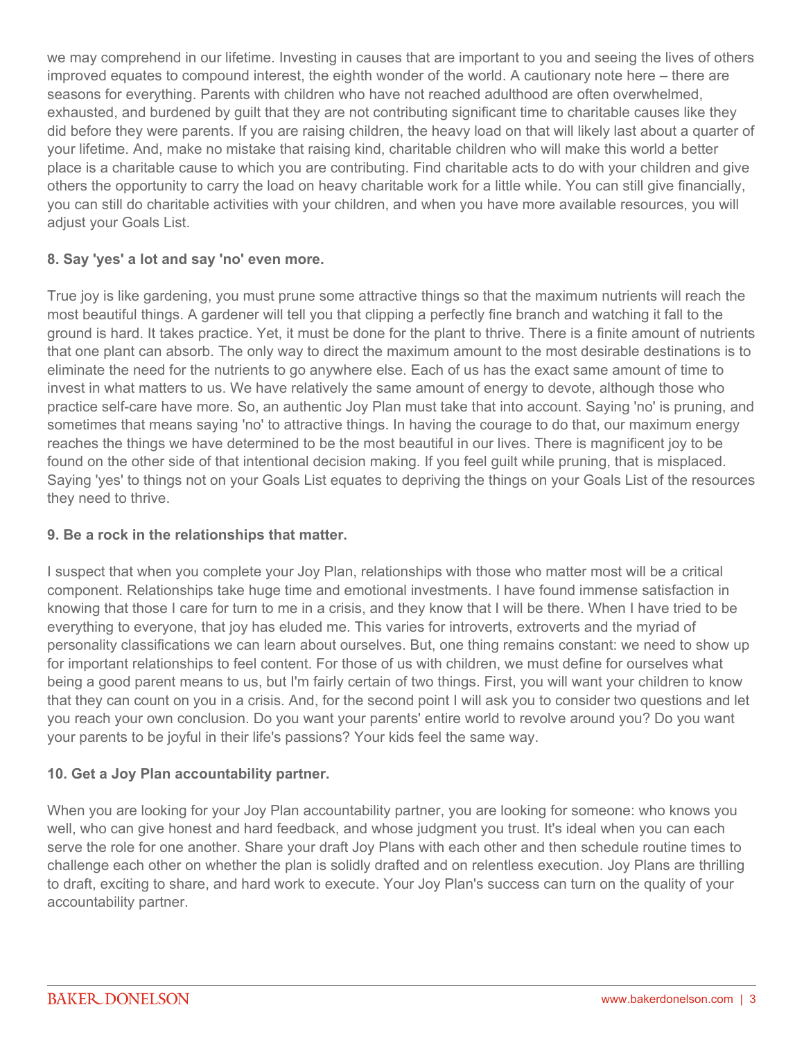we may comprehend in our lifetime. Investing in causes that are important to you and seeing the lives of others improved equates to compound interest, the eighth wonder of the world. A cautionary note here – there are seasons for everything. Parents with children who have not reached adulthood are often overwhelmed, exhausted, and burdened by guilt that they are not contributing significant time to charitable causes like they did before they were parents. If you are raising children, the heavy load on that will likely last about a quarter of your lifetime. And, make no mistake that raising kind, charitable children who will make this world a better place is a charitable cause to which you are contributing. Find charitable acts to do with your children and give others the opportunity to carry the load on heavy charitable work for a little while. You can still give financially, you can still do charitable activities with your children, and when you have more available resources, you will adjust your Goals List.

**8. Say 'yes' a lot and say 'no' even more.**

True joy is like gardening, you must prune some attractive things so that the maximum nutrients will reach the most beautiful things. A gardener will tell you that clipping a perfectly fine branch and watching it fall to the ground is hard. It takes practice. Yet, it must be done for the plant to thrive. There is a finite amount of nutrients that one plant can absorb. The only way to direct the maximum amount to the most desirable destinations is to eliminate the need for the nutrients to go anywhere else. Each of us has the exact same amount of time to invest in what matters to us. We have relatively the same amount of energy to devote, although those who practice self-care have more. So, an authentic Joy Plan must take that into account. Saying 'no' is pruning, and sometimes that means saying 'no' to attractive things. In having the courage to do that, our maximum energy reaches the things we have determined to be the most beautiful in our lives. There is magnificent joy to be found on the other side of that intentional decision making. If you feel guilt while pruning, that is misplaced. Saying 'yes' to things not on your Goals List equates to depriving the things on your Goals List of the resources they need to thrive.

**9. Be a rock in the relationships that matter.**

I suspect that when you complete your Joy Plan, relationships with those who matter most will be a critical component. Relationships take huge time and emotional investments. I have found immense satisfaction in knowing that those I care for turn to me in a crisis, and they know that I will be there. When I have tried to be everything to everyone, that joy has eluded me. This varies for introverts, extroverts and the myriad of personality classifications we can learn about ourselves. But, one thing remains constant: we need to show up for important relationships to feel content. For those of us with children, we must define for ourselves what being a good parent means to us, but I'm fairly certain of two things. First, you will want your children to know that they can count on you in a crisis. And, for the second point I will ask you to consider two questions and let you reach your own conclusion. Do you want your parents' entire world to revolve around you? Do you want your parents to be joyful in their life's passions? Your kids feel the same way.

**10. Get a Joy Plan accountability partner.**

When you are looking for your Joy Plan accountability partner, you are looking for someone: who knows you well, who can give honest and hard feedback, and whose judgment you trust. It's ideal when you can each serve the role for one another. Share your draft Joy Plans with each other and then schedule routine times to challenge each other on whether the plan is solidly drafted and on relentless execution. Joy Plans are thrilling to draft, exciting to share, and hard work to execute. Your Joy Plan's success can turn on the quality of your accountability partner.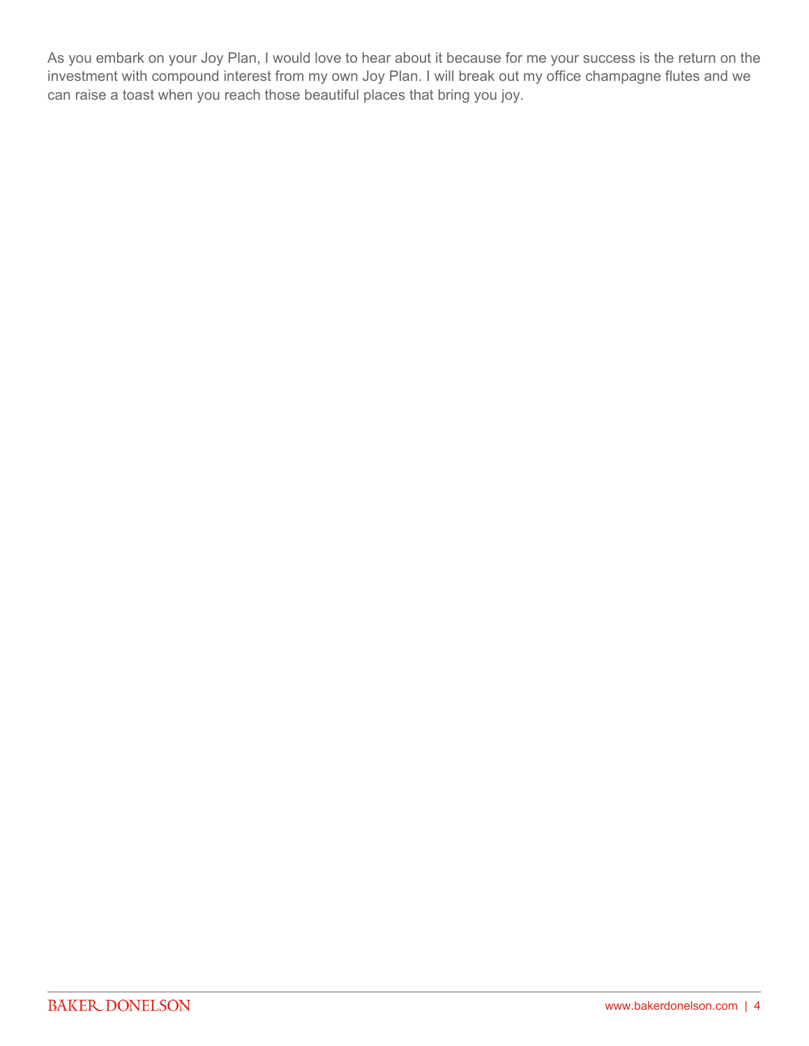As you embark on your Joy Plan, I would love to hear about it because for me your success is the return on the investment with compound interest from my own Joy Plan. I will break out my office champagne flutes and we can raise a toast when you reach those beautiful places that bring you joy.